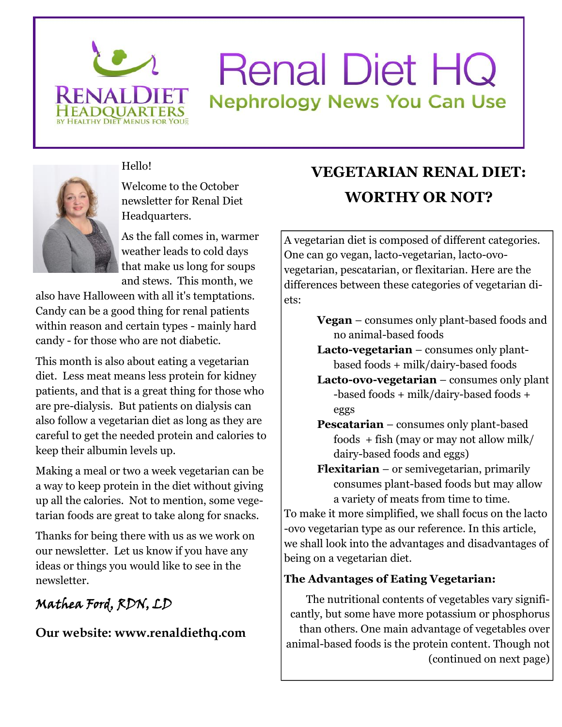# Renal Diet HQ

## Nephrology News You Can Use

Hello!

Welcome to the October newsletter for Renal Diet Headquarters.

As the fall comes in, warmer weather leads to cold days that make us long for soups and stews. This month, we also have Halloween with all it's temptations. Candy can be a good thing for renal patients within reason and certain types - mainly hard candy - for those who are not diabetic.

This month is also about eating a vegetarian diet. Less meat means less protein for kidney patients, and that is a great thing for those who are pre-dialysis. But patients on dialysis can also follow a vegetarian diet as long as they are careful to get the needed protein and calories to keep their albumin levels up.

Making a meal or two a week vegetarian can be a way to keep protein in the diet without giving up all the calories. Not to mention, some vegetarian foods are great to take along for snacks.

Thanks for being there with us as we work on our newsletter. Let us know if you have any ideas or things you would like to see in the newsletter.

*Mathea Ford, RDN, LD*

**Our website: www.renaldiethq.com**

## VEGETARIAN RENAL DIET: WORTHY OR NOT?

A vegetarian diet is composed of different categories. One can go vegan, lacto-vegetarian, lacto-ovo-vegetarian, pescatarian, or flexitarian. Here are the differences between these categories of vegetarian diets:

- **Vegan** – consumes only plant-based foods and no animal-based foods
- **Lacto-vegetarian** – consumes only plant-based foods + milk/dairy-based foods
- **Lacto-ovo-vegetarian** – consumes only plant-based foods + milk/dairy-based foods + eggs
- **Pescatarian** – consumes only plant-based foods + fish (may or may not allow milk/dairy-based foods and eggs)
- **Flexitarian** – or semivegetarian, primarily consumes plant-based foods but may allow a variety of meats from time to time.

To make it more simplified, we shall focus on the lacto-ovo vegetarian type as our reference. In this article, we shall look into the advantages and disadvantages of being on a vegetarian diet.

**The Advantages of Eating Vegetarian:**

The nutritional contents of vegetables vary significantly, but some have more potassium or phosphorus than others. One main advantage of vegetables over animal-based foods is the protein content. Though not (continued on next page)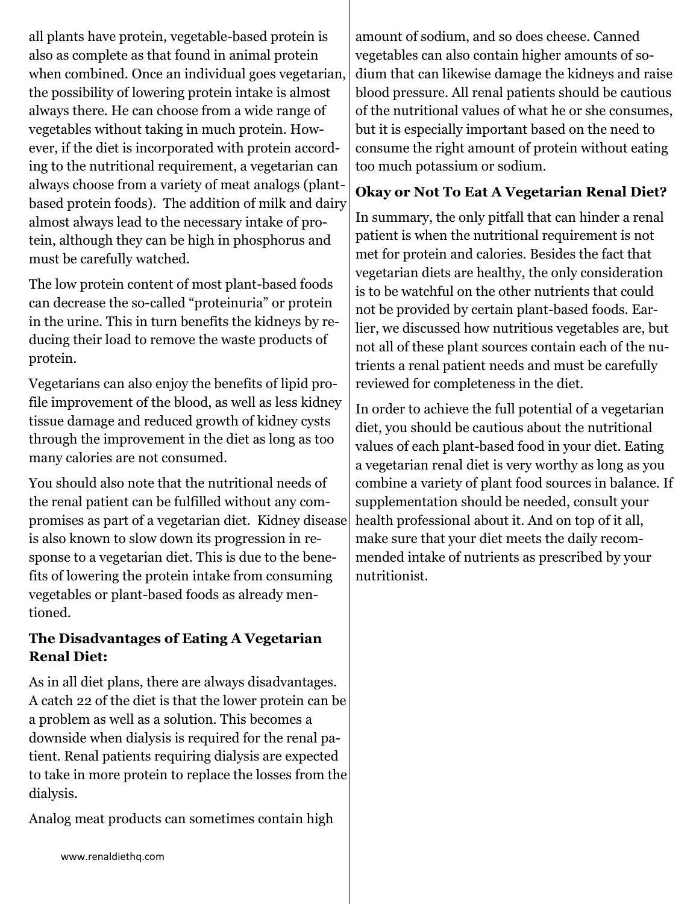all plants have protein, vegetable-based protein is also as complete as that found in animal protein when combined. Once an individual goes vegetarian, the possibility of lowering protein intake is almost always there. He can choose from a wide range of vegetables without taking in much protein. However, if the diet is incorporated with protein according to the nutritional requirement, a vegetarian can always choose from a variety of meat analogs (plant-based protein foods). The addition of milk and dairy almost always lead to the necessary intake of protein, although they can be high in phosphorus and must be carefully watched.

The low protein content of most plant-based foods can decrease the so-called "proteinuria" or protein in the urine. This in turn benefits the kidneys by reducing their load to remove the waste products of protein.

Vegetarians can also enjoy the benefits of lipid profile improvement of the blood, as well as less kidney tissue damage and reduced growth of kidney cysts through the improvement in the diet as long as too many calories are not consumed.

You should also note that the nutritional needs of the renal patient can be fulfilled without any compromises as part of a vegetarian diet. Kidney disease is also known to slow down its progression in response to a vegetarian diet. This is due to the benefits of lowering the protein intake from consuming vegetables or plant-based foods as already mentioned.

### The Disadvantages of Eating A Vegetarian Renal Diet:

As in all diet plans, there are always disadvantages. A catch 22 of the diet is that the lower protein can be a problem as well as a solution. This becomes a downside when dialysis is required for the renal patient. Renal patients requiring dialysis are expected to take in more protein to replace the losses from the dialysis.

Analog meat products can sometimes contain high amount of sodium, and so does cheese. Canned vegetables can also contain higher amounts of sodium that can likewise damage the kidneys and raise blood pressure. All renal patients should be cautious of the nutritional values of what he or she consumes, but it is especially important based on the need to consume the right amount of protein without eating too much potassium or sodium.

### Okay or Not To Eat A Vegetarian Renal Diet?

In summary, the only pitfall that can hinder a renal patient is when the nutritional requirement is not met for protein and calories. Besides the fact that vegetarian diets are healthy, the only consideration is to be watchful on the other nutrients that could not be provided by certain plant-based foods. Earlier, we discussed how nutritious vegetables are, but not all of these plant sources contain each of the nutrients a renal patient needs and must be carefully reviewed for completeness in the diet.

In order to achieve the full potential of a vegetarian diet, you should be cautious about the nutritional values of each plant-based food in your diet. Eating a vegetarian renal diet is very worthy as long as you combine a variety of plant food sources in balance. If supplementation should be needed, consult your health professional about it. And on top of it all, make sure that your diet meets the daily recommended intake of nutrients as prescribed by your nutritionist.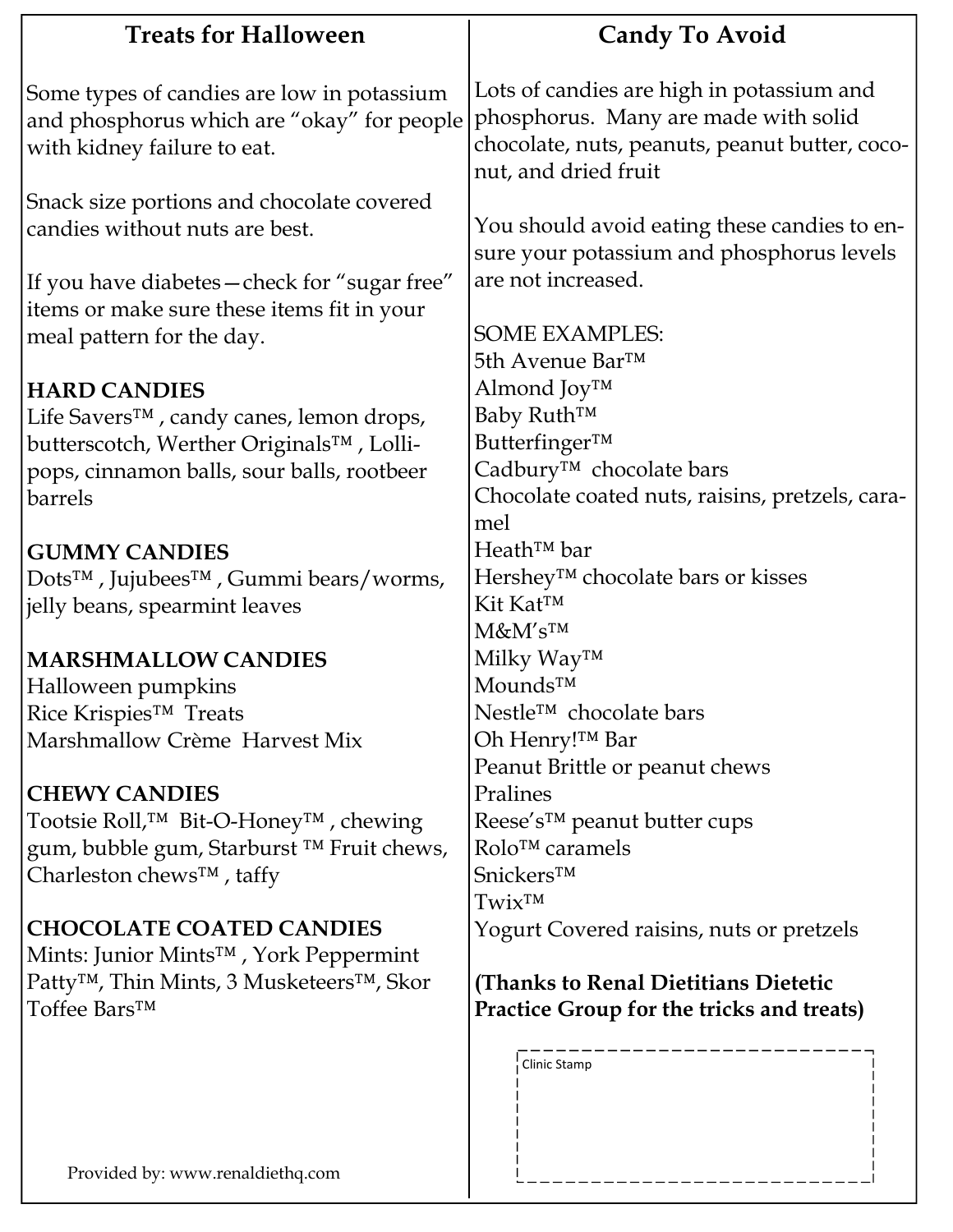## Treats for Halloween

Some types of candies are low in potassium and phosphorus which are “okay” for people with kidney failure to eat.

Snack size portions and chocolate covered candies without nuts are best.

If you have diabetes—check for “sugar free” items or make sure these items fit in your meal pattern for the day.

**HARD CANDIES**
Life Savers™ , candy canes, lemon drops, butterscotch, Werther Originals™ , Lollipops, cinnamon balls, sour balls, rootbeer barrels

**GUMMY CANDIES**
Dots™ , Jujubees™ , Gummi bears/worms, jelly beans, spearmint leaves

**MARSHMALLOW CANDIES**
Halloween pumpkins
Rice Krispies™ Treats
Marshmallow Crème Harvest Mix

**CHEWY CANDIES**
Tootsie Roll,™ Bit-O-Honey™ , chewing gum, bubble gum, Starburst ™ Fruit chews, Charleston chews™ , taffy

**CHOCOLATE COATED CANDIES**
Mints: Junior Mints™ , York Peppermint Patty™, Thin Mints, 3 Musketeers™, Skor Toffee Bars™

Provided by: www.renaldiethq.com

## Candy To Avoid

Lots of candies are high in potassium and phosphorus. Many are made with solid chocolate, nuts, peanuts, peanut butter, coconut, and dried fruit

You should avoid eating these candies to ensure your potassium and phosphorus levels are not increased.

SOME EXAMPLES:
5th Avenue Bar™
Almond Joy™
Baby Ruth™
Butterfinger™
Cadbury™ chocolate bars
Chocolate coated nuts, raisins, pretzels, caramel
Heath™ bar
Hershey™ chocolate bars or kisses
Kit Kat™
M&M’s™
Milky Way™
Mounds™
Nestle™ chocolate bars
Oh Henry!™ Bar
Peanut Brittle or peanut chews
Pralines
Reese’s™ peanut butter cups
Rolo™ caramels
Snickers™
Twix™
Yogurt Covered raisins, nuts or pretzels

**(Thanks to Renal Dietitians Dietetic Practice Group for the tricks and treats)**

Clinic Stamp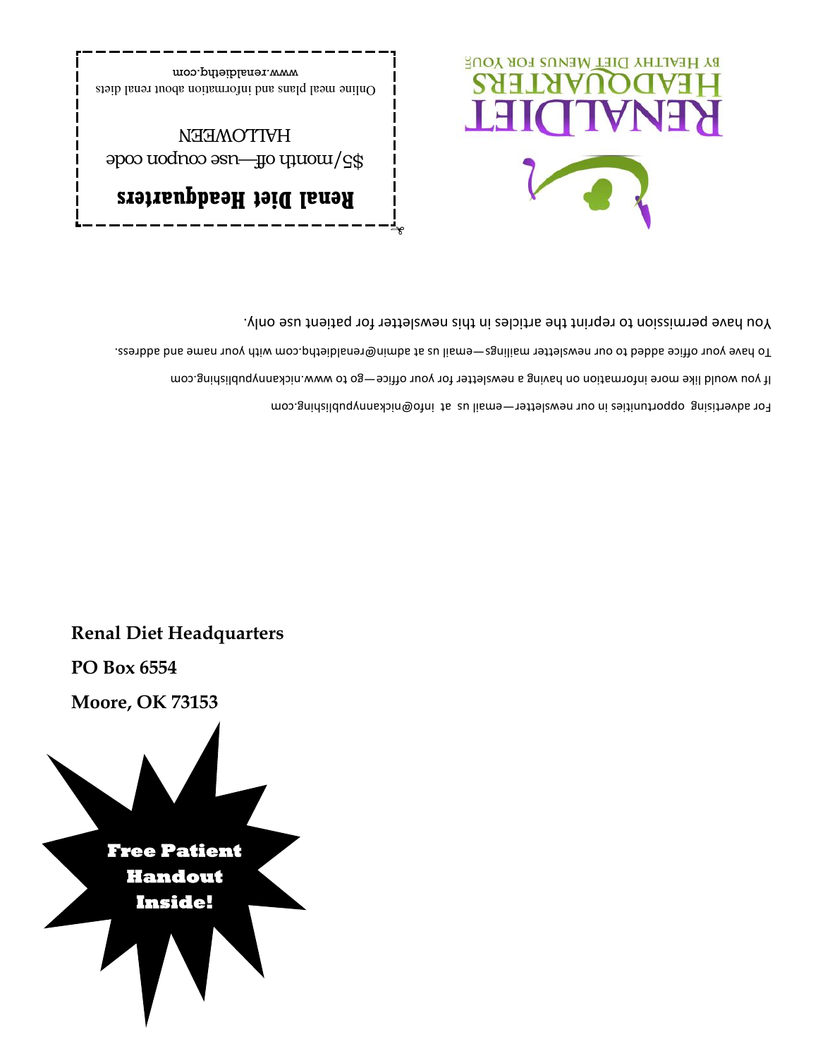RENALDIET HEADQUARTERS LLC

BY HEALTHY DIET MENUS FOR YOU

**Renal Diet Headquarters**

$5/month off—use coupon code

HALLOWEEN

Online meal plans and information about renal diets

www.renaldiethq.com

For advertising opportunities in our newsletter—email us at info@nickannypublishing.com

If you would like more information on having a newsletter for your office—go to www.nickannypublishing.com

To have your office added to our newsletter mailings—email us at admin@renaldiethq.com with your name and address.

You have permission to reprint the articles in this newsletter for patient use only.

**Renal Diet Headquarters**

**PO Box 6554**

**Moore, OK 73153**

**Free Patient Handout Inside!**